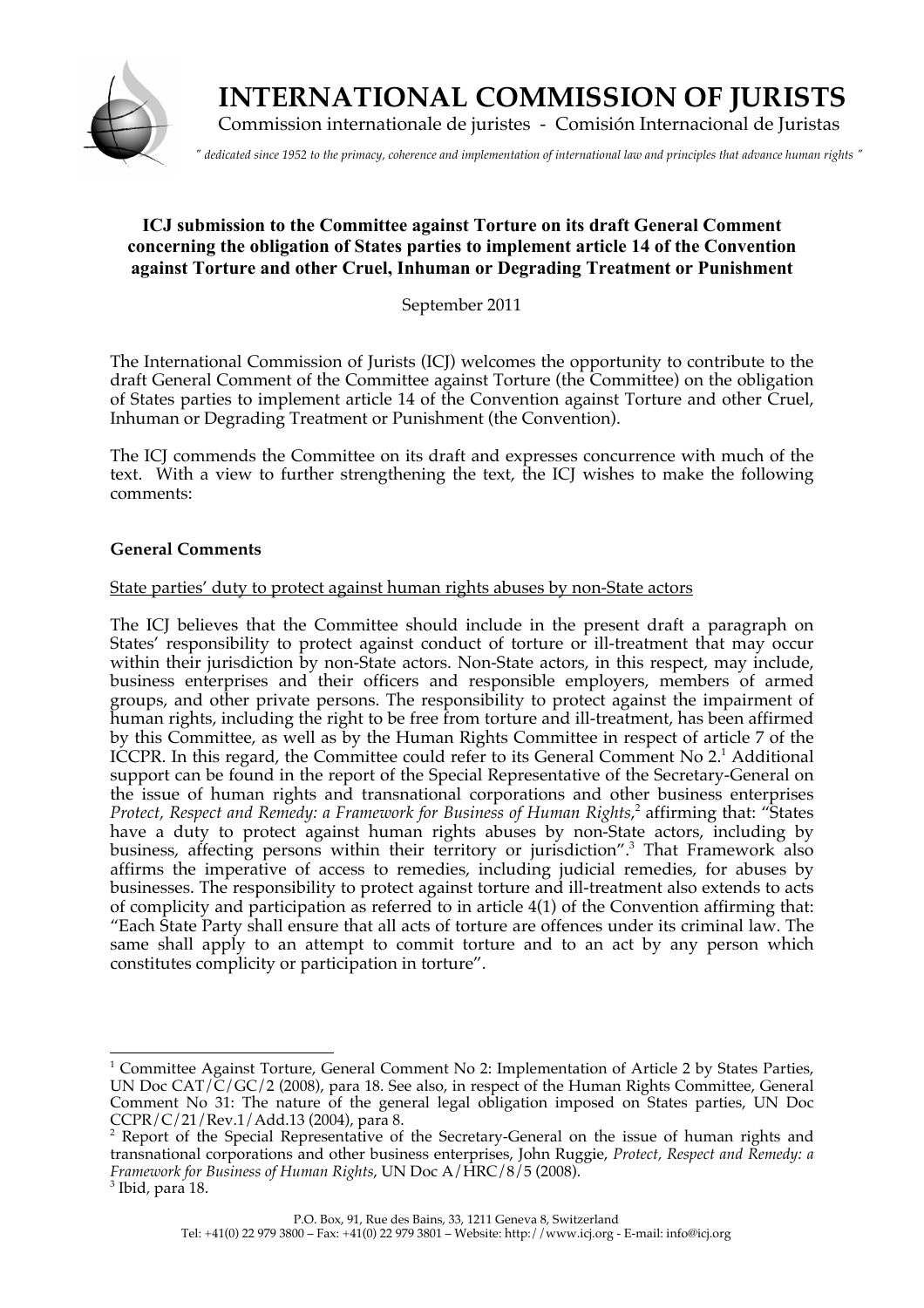# INTERNATIONAL COMMISSION OF JURISTS

Commission internationale de juristes - Comisión Internacional de Juristas

*" dedicated since 1952 to the primacy, coherence and implementation of international law and principles that advance human rights "*

**ICJ submission to the Committee against Torture on its draft General Comment concerning the obligation of States parties to implement article 14 of the Convention against Torture and other Cruel, Inhuman or Degrading Treatment or Punishment**

September 2011

The International Commission of Jurists (ICJ) welcomes the opportunity to contribute to the draft General Comment of the Committee against Torture (the Committee) on the obligation of States parties to implement article 14 of the Convention against Torture and other Cruel, Inhuman or Degrading Treatment or Punishment (the Convention).

The ICJ commends the Committee on its draft and expresses concurrence with much of the text. With a view to further strengthening the text, the ICJ wishes to make the following comments:

## General Comments

State parties' duty to protect against human rights abuses by non-State actors

The ICJ believes that the Committee should include in the present draft a paragraph on States' responsibility to protect against conduct of torture or ill-treatment that may occur within their jurisdiction by non-State actors. Non-State actors, in this respect, may include, business enterprises and their officers and responsible employers, members of armed groups, and other private persons. The responsibility to protect against the impairment of human rights, including the right to be free from torture and ill-treatment, has been affirmed by this Committee, as well as by the Human Rights Committee in respect of article 7 of the ICCPR. In this regard, the Committee could refer to its General Comment No 2.[1] Additional support can be found in the report of the Special Representative of the Secretary-General on the issue of human rights and transnational corporations and other business enterprises *Protect, Respect and Remedy: a Framework for Business of Human Rights*,[2] affirming that: "States have a duty to protect against human rights abuses by non-State actors, including by business, affecting persons within their territory or jurisdiction".[3] That Framework also affirms the imperative of access to remedies, including judicial remedies, for abuses by businesses. The responsibility to protect against torture and ill-treatment also extends to acts of complicity and participation as referred to in article 4(1) of the Convention affirming that: "Each State Party shall ensure that all acts of torture are offences under its criminal law. The same shall apply to an attempt to commit torture and to an act by any person which constitutes complicity or participation in torture".

---

[1] Committee Against Torture, General Comment No 2: Implementation of Article 2 by States Parties, UN Doc CAT/C/GC/2 (2008), para 18. See also, in respect of the Human Rights Committee, General Comment No 31: The nature of the general legal obligation imposed on States parties, UN Doc CCPR/C/21/Rev.1/Add.13 (2004), para 8.

[2] Report of the Special Representative of the Secretary-General on the issue of human rights and transnational corporations and other business enterprises, John Ruggie, *Protect, Respect and Remedy: a Framework for Business of Human Rights*, UN Doc A/HRC/8/5 (2008).

[3] Ibid, para 18.

P.O. Box, 91, Rue des Bains, 33, 1211 Geneva 8, Switzerland
Tel: +41(0) 22 979 3800 – Fax: +41(0) 22 979 3801 – Website: http://www.icj.org - E-mail: info@icj.org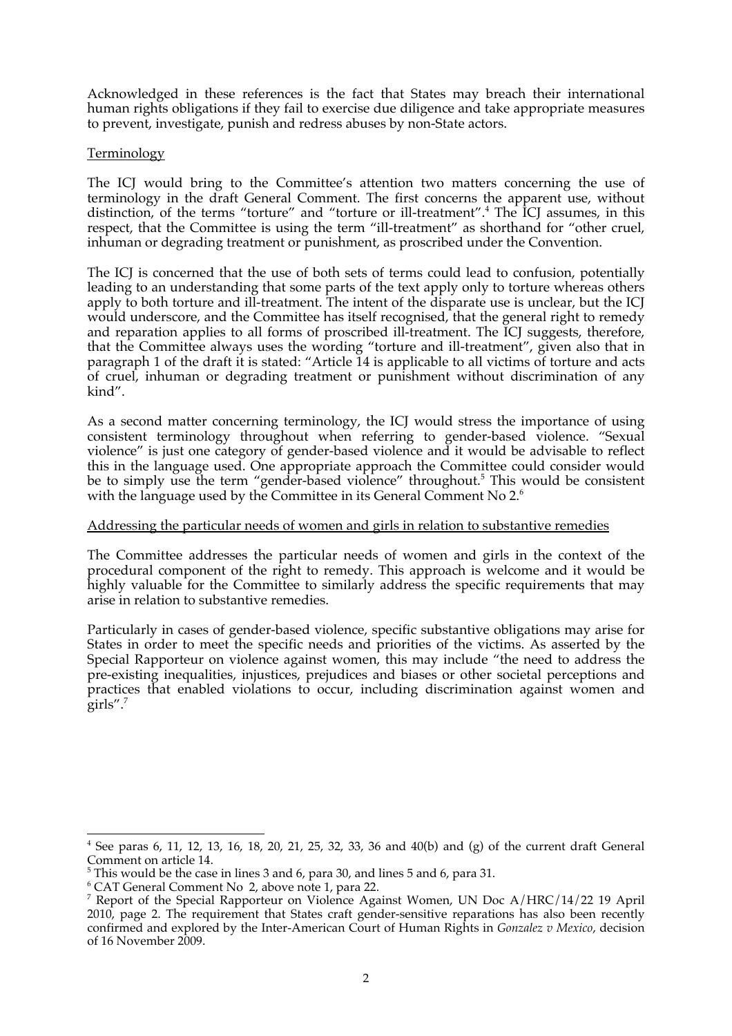Acknowledged in these references is the fact that States may breach their international human rights obligations if they fail to exercise due diligence and take appropriate measures to prevent, investigate, punish and redress abuses by non-State actors.

Terminology

The ICJ would bring to the Committee's attention two matters concerning the use of terminology in the draft General Comment. The first concerns the apparent use, without distinction, of the terms "torture" and "torture or ill-treatment".[4] The ICJ assumes, in this respect, that the Committee is using the term "ill-treatment" as shorthand for "other cruel, inhuman or degrading treatment or punishment, as proscribed under the Convention.

The ICJ is concerned that the use of both sets of terms could lead to confusion, potentially leading to an understanding that some parts of the text apply only to torture whereas others apply to both torture and ill-treatment. The intent of the disparate use is unclear, but the ICJ would underscore, and the Committee has itself recognised, that the general right to remedy and reparation applies to all forms of proscribed ill-treatment. The ICJ suggests, therefore, that the Committee always uses the wording "torture and ill-treatment", given also that in paragraph 1 of the draft it is stated: "Article 14 is applicable to all victims of torture and acts of cruel, inhuman or degrading treatment or punishment without discrimination of any kind".

As a second matter concerning terminology, the ICJ would stress the importance of using consistent terminology throughout when referring to gender-based violence. "Sexual violence" is just one category of gender-based violence and it would be advisable to reflect this in the language used. One appropriate approach the Committee could consider would be to simply use the term "gender-based violence" throughout.[5] This would be consistent with the language used by the Committee in its General Comment No 2.[6]

Addressing the particular needs of women and girls in relation to substantive remedies

The Committee addresses the particular needs of women and girls in the context of the procedural component of the right to remedy. This approach is welcome and it would be highly valuable for the Committee to similarly address the specific requirements that may arise in relation to substantive remedies.

Particularly in cases of gender-based violence, specific substantive obligations may arise for States in order to meet the specific needs and priorities of the victims. As asserted by the Special Rapporteur on violence against women, this may include "the need to address the pre-existing inequalities, injustices, prejudices and biases or other societal perceptions and practices that enabled violations to occur, including discrimination against women and girls".[7]

---

[4] See paras 6, 11, 12, 13, 16, 18, 20, 21, 25, 32, 33, 36 and 40(b) and (g) of the current draft General Comment on article 14.

[5] This would be the case in lines 3 and 6, para 30, and lines 5 and 6, para 31.

[6] CAT General Comment No 2, above note 1, para 22.

[7] Report of the Special Rapporteur on Violence Against Women, UN Doc A/HRC/14/22 19 April 2010, page 2. The requirement that States craft gender-sensitive reparations has also been recently confirmed and explored by the Inter-American Court of Human Rights in *Gonzalez v Mexico*, decision of 16 November 2009.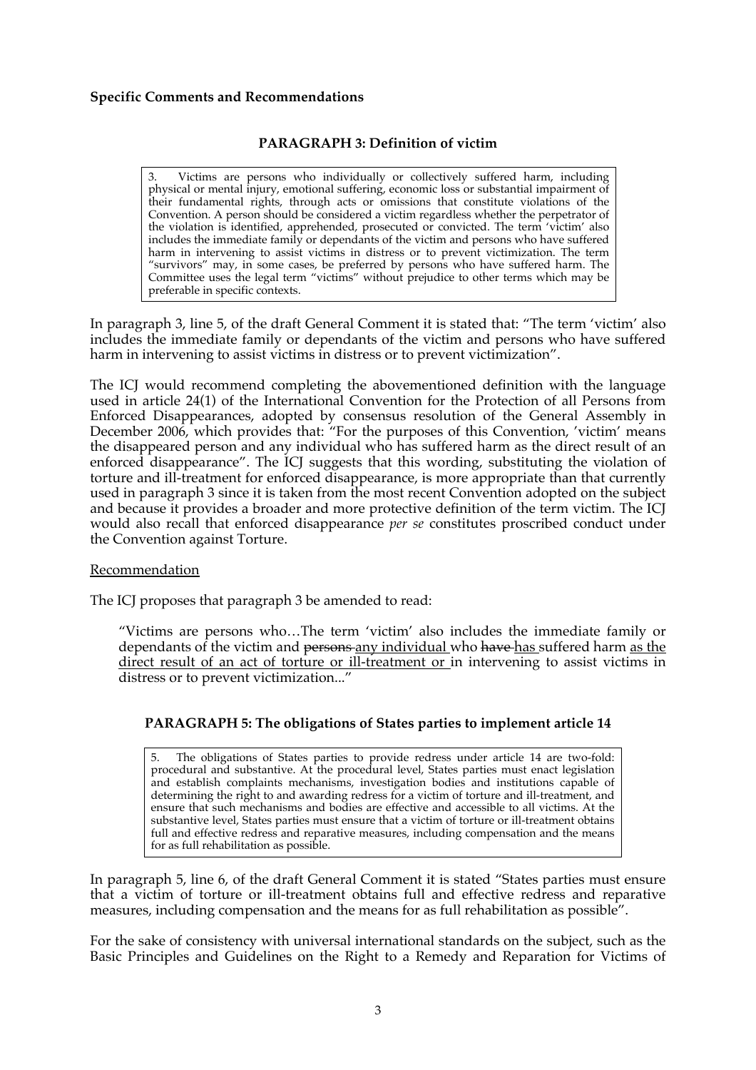**Specific Comments and Recommendations**

**PARAGRAPH 3: Definition of victim**

> 3. Victims are persons who individually or collectively suffered harm, including physical or mental injury, emotional suffering, economic loss or substantial impairment of their fundamental rights, through acts or omissions that constitute violations of the Convention. A person should be considered a victim regardless whether the perpetrator of the violation is identified, apprehended, prosecuted or convicted. The term 'victim' also includes the immediate family or dependants of the victim and persons who have suffered harm in intervening to assist victims in distress or to prevent victimization. The term "survivors" may, in some cases, be preferred by persons who have suffered harm. The Committee uses the legal term "victims" without prejudice to other terms which may be preferable in specific contexts.

In paragraph 3, line 5, of the draft General Comment it is stated that: "The term 'victim' also includes the immediate family or dependants of the victim and persons who have suffered harm in intervening to assist victims in distress or to prevent victimization".

The ICJ would recommend completing the abovementioned definition with the language used in article 24(1) of the International Convention for the Protection of all Persons from Enforced Disappearances, adopted by consensus resolution of the General Assembly in December 2006, which provides that: "For the purposes of this Convention, 'victim' means the disappeared person and any individual who has suffered harm as the direct result of an enforced disappearance". The ICJ suggests that this wording, substituting the violation of torture and ill-treatment for enforced disappearance, is more appropriate than that currently used in paragraph 3 since it is taken from the most recent Convention adopted on the subject and because it provides a broader and more protective definition of the term victim. The ICJ would also recall that enforced disappearance *per se* constitutes proscribed conduct under the Convention against Torture.

Recommendation

The ICJ proposes that paragraph 3 be amended to read:

> "Victims are persons who…The term 'victim' also includes the immediate family or dependants of the victim and ~~persons~~ any individual who ~~have~~ has suffered harm as the direct result of an act of torture or ill-treatment or in intervening to assist victims in distress or to prevent victimization..."

**PARAGRAPH 5: The obligations of States parties to implement article 14**

> 5. The obligations of States parties to provide redress under article 14 are two-fold: procedural and substantive. At the procedural level, States parties must enact legislation and establish complaints mechanisms, investigation bodies and institutions capable of determining the right to and awarding redress for a victim of torture and ill-treatment, and ensure that such mechanisms and bodies are effective and accessible to all victims. At the substantive level, States parties must ensure that a victim of torture or ill-treatment obtains full and effective redress and reparative measures, including compensation and the means for as full rehabilitation as possible.

In paragraph 5, line 6, of the draft General Comment it is stated "States parties must ensure that a victim of torture or ill-treatment obtains full and effective redress and reparative measures, including compensation and the means for as full rehabilitation as possible".

For the sake of consistency with universal international standards on the subject, such as the Basic Principles and Guidelines on the Right to a Remedy and Reparation for Victims of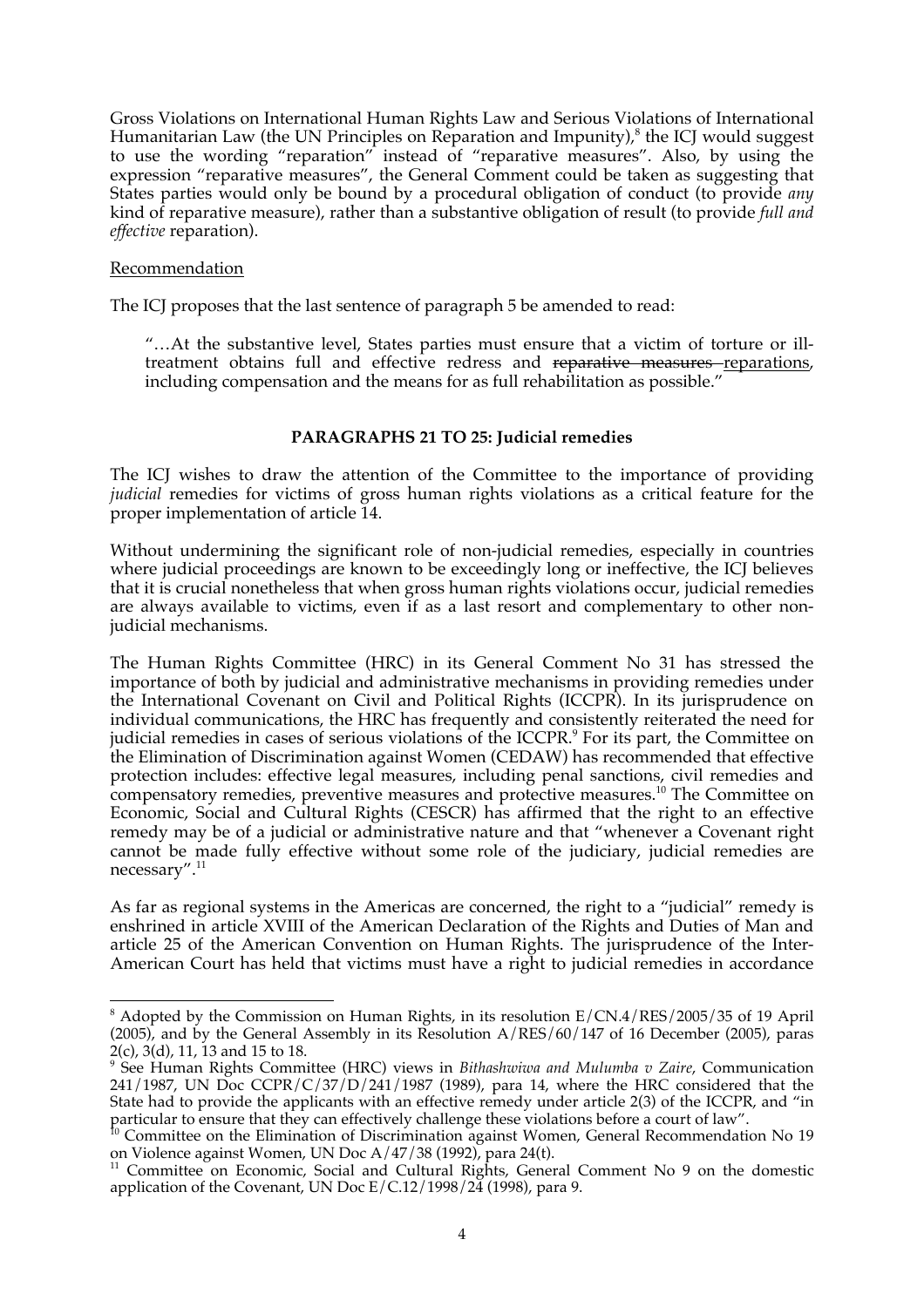Gross Violations on International Human Rights Law and Serious Violations of International Humanitarian Law (the UN Principles on Reparation and Impunity),[8] the ICJ would suggest to use the wording "reparation" instead of "reparative measures". Also, by using the expression "reparative measures", the General Comment could be taken as suggesting that States parties would only be bound by a procedural obligation of conduct (to provide *any* kind of reparative measure), rather than a substantive obligation of result (to provide *full and effective* reparation).

Recommendation

The ICJ proposes that the last sentence of paragraph 5 be amended to read:

> "…At the substantive level, States parties must ensure that a victim of torture or ill-treatment obtains full and effective redress and ~~reparative measures~~ reparations, including compensation and the means for as full rehabilitation as possible."

**PARAGRAPHS 21 TO 25: Judicial remedies**

The ICJ wishes to draw the attention of the Committee to the importance of providing *judicial* remedies for victims of gross human rights violations as a critical feature for the proper implementation of article 14.

Without undermining the significant role of non-judicial remedies, especially in countries where judicial proceedings are known to be exceedingly long or ineffective, the ICJ believes that it is crucial nonetheless that when gross human rights violations occur, judicial remedies are always available to victims, even if as a last resort and complementary to other non-judicial mechanisms.

The Human Rights Committee (HRC) in its General Comment No 31 has stressed the importance of both by judicial and administrative mechanisms in providing remedies under the International Covenant on Civil and Political Rights (ICCPR). In its jurisprudence on individual communications, the HRC has frequently and consistently reiterated the need for judicial remedies in cases of serious violations of the ICCPR.[9] For its part, the Committee on the Elimination of Discrimination against Women (CEDAW) has recommended that effective protection includes: effective legal measures, including penal sanctions, civil remedies and compensatory remedies, preventive measures and protective measures.[10] The Committee on Economic, Social and Cultural Rights (CESCR) has affirmed that the right to an effective remedy may be of a judicial or administrative nature and that "whenever a Covenant right cannot be made fully effective without some role of the judiciary, judicial remedies are necessary".[11]

As far as regional systems in the Americas are concerned, the right to a "judicial" remedy is enshrined in article XVIII of the American Declaration of the Rights and Duties of Man and article 25 of the American Convention on Human Rights. The jurisprudence of the Inter-American Court has held that victims must have a right to judicial remedies in accordance

---

[8] Adopted by the Commission on Human Rights, in its resolution E/CN.4/RES/2005/35 of 19 April (2005), and by the General Assembly in its Resolution A/RES/60/147 of 16 December (2005), paras 2(c), 3(d), 11, 13 and 15 to 18.

[9] See Human Rights Committee (HRC) views in *Bithashwiwa and Mulumba v Zaire*, Communication 241/1987, UN Doc CCPR/C/37/D/241/1987 (1989), para 14, where the HRC considered that the State had to provide the applicants with an effective remedy under article 2(3) of the ICCPR, and "in particular to ensure that they can effectively challenge these violations before a court of law".

[10] Committee on the Elimination of Discrimination against Women, General Recommendation No 19 on Violence against Women, UN Doc A/47/38 (1992), para 24(t).

[11] Committee on Economic, Social and Cultural Rights, General Comment No 9 on the domestic application of the Covenant, UN Doc E/C.12/1998/24 (1998), para 9.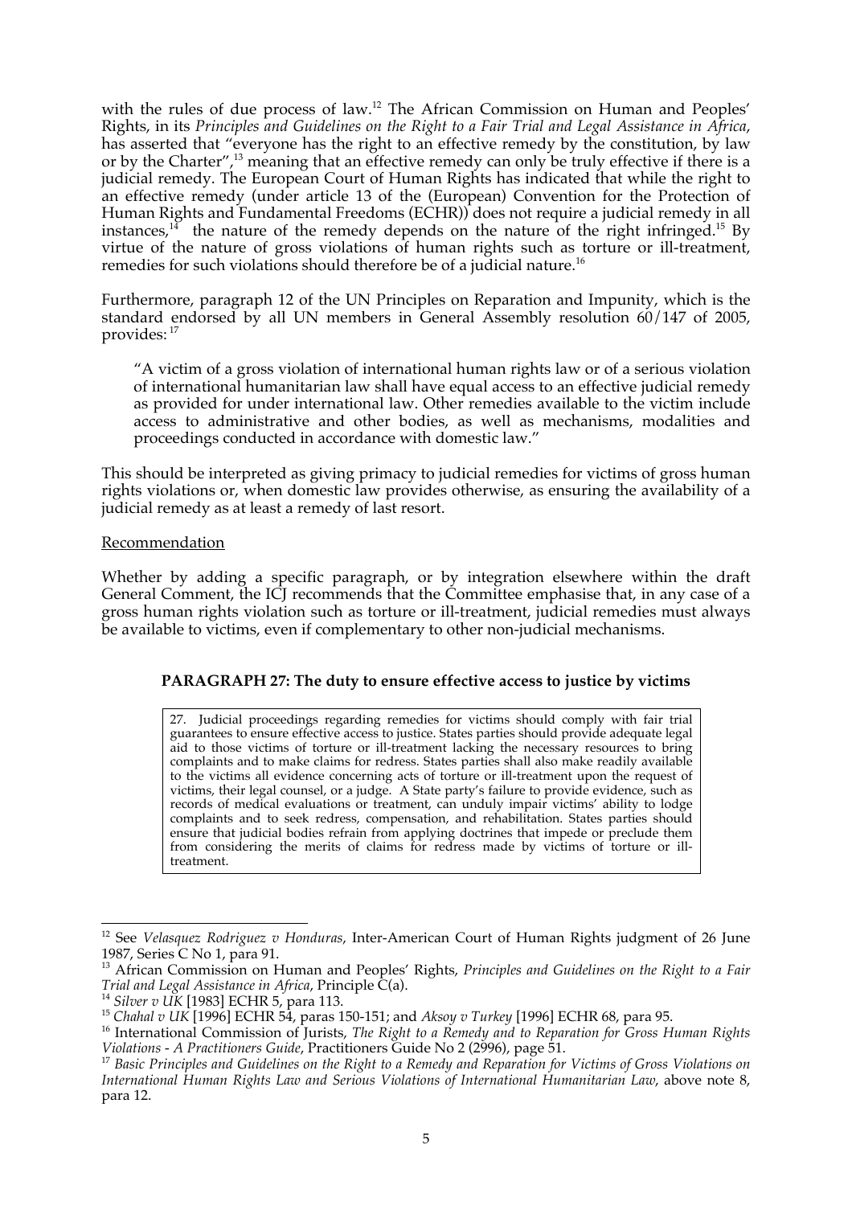with the rules of due process of law.[12] The African Commission on Human and Peoples' Rights, in its *Principles and Guidelines on the Right to a Fair Trial and Legal Assistance in Africa*, has asserted that "everyone has the right to an effective remedy by the constitution, by law or by the Charter",[13] meaning that an effective remedy can only be truly effective if there is a judicial remedy. The European Court of Human Rights has indicated that while the right to an effective remedy (under article 13 of the (European) Convention for the Protection of Human Rights and Fundamental Freedoms (ECHR)) does not require a judicial remedy in all instances,[14] the nature of the remedy depends on the nature of the right infringed.[15] By virtue of the nature of gross violations of human rights such as torture or ill-treatment, remedies for such violations should therefore be of a judicial nature.[16]

Furthermore, paragraph 12 of the UN Principles on Reparation and Impunity, which is the standard endorsed by all UN members in General Assembly resolution 60/147 of 2005, provides:[17]

> "A victim of a gross violation of international human rights law or of a serious violation of international humanitarian law shall have equal access to an effective judicial remedy as provided for under international law. Other remedies available to the victim include access to administrative and other bodies, as well as mechanisms, modalities and proceedings conducted in accordance with domestic law."

This should be interpreted as giving primacy to judicial remedies for victims of gross human rights violations or, when domestic law provides otherwise, as ensuring the availability of a judicial remedy as at least a remedy of last resort.

Recommendation

Whether by adding a specific paragraph, or by integration elsewhere within the draft General Comment, the ICJ recommends that the Committee emphasise that, in any case of a gross human rights violation such as torture or ill-treatment, judicial remedies must always be available to victims, even if complementary to other non-judicial mechanisms.

### PARAGRAPH 27: The duty to ensure effective access to justice by victims

> 27. Judicial proceedings regarding remedies for victims should comply with fair trial guarantees to ensure effective access to justice. States parties should provide adequate legal aid to those victims of torture or ill-treatment lacking the necessary resources to bring complaints and to make claims for redress. States parties shall also make readily available to the victims all evidence concerning acts of torture or ill-treatment upon the request of victims, their legal counsel, or a judge. A State party's failure to provide evidence, such as records of medical evaluations or treatment, can unduly impair victims' ability to lodge complaints and to seek redress, compensation, and rehabilitation. States parties should ensure that judicial bodies refrain from applying doctrines that impede or preclude them from considering the merits of claims for redress made by victims of torture or ill-treatment.

---

[12] See *Velasquez Rodriguez v Honduras*, Inter-American Court of Human Rights judgment of 26 June 1987, Series C No 1, para 91.

[13] African Commission on Human and Peoples' Rights, *Principles and Guidelines on the Right to a Fair Trial and Legal Assistance in Africa*, Principle C(a).

[14] *Silver v UK* [1983] ECHR 5, para 113.

[15] *Chahal v UK* [1996] ECHR 54, paras 150-151; and *Aksoy v Turkey* [1996] ECHR 68, para 95.

[16] International Commission of Jurists, *The Right to a Remedy and to Reparation for Gross Human Rights Violations - A Practitioners Guide*, Practitioners Guide No 2 (2996), page 51.

[17] *Basic Principles and Guidelines on the Right to a Remedy and Reparation for Victims of Gross Violations on International Human Rights Law and Serious Violations of International Humanitarian Law*, above note 8, para 12.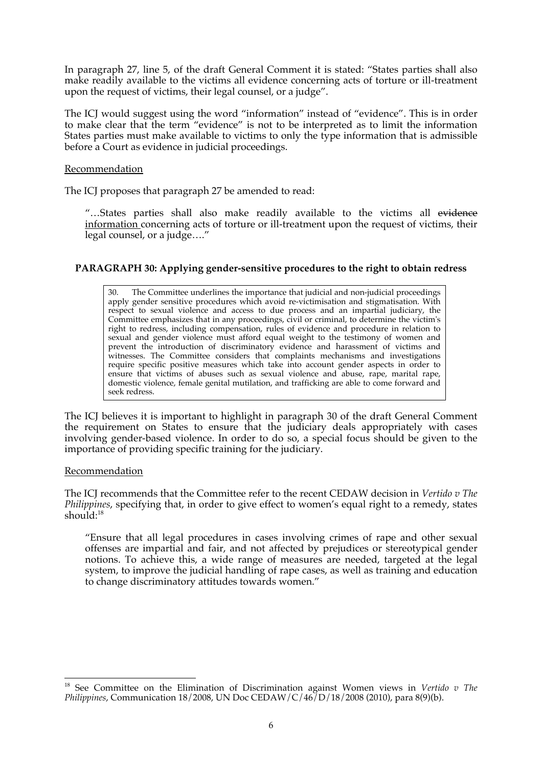In paragraph 27, line 5, of the draft General Comment it is stated: "States parties shall also make readily available to the victims all evidence concerning acts of torture or ill-treatment upon the request of victims, their legal counsel, or a judge".

The ICJ would suggest using the word "information" instead of "evidence". This is in order to make clear that the term "evidence" is not to be interpreted as to limit the information States parties must make available to victims to only the type information that is admissible before a Court as evidence in judicial proceedings.

<u>Recommendation</u>

The ICJ proposes that paragraph 27 be amended to read:

> "…States parties shall also make readily available to the victims all ~~evidence~~ <u>information</u> concerning acts of torture or ill-treatment upon the request of victims, their legal counsel, or a judge…."

**PARAGRAPH 30: Applying gender-sensitive procedures to the right to obtain redress**

> 30. The Committee underlines the importance that judicial and non-judicial proceedings apply gender sensitive procedures which avoid re-victimisation and stigmatisation. With respect to sexual violence and access to due process and an impartial judiciary, the Committee emphasizes that in any proceedings, civil or criminal, to determine the victim's right to redress, including compensation, rules of evidence and procedure in relation to sexual and gender violence must afford equal weight to the testimony of women and prevent the introduction of discriminatory evidence and harassment of victims and witnesses. The Committee considers that complaints mechanisms and investigations require specific positive measures which take into account gender aspects in order to ensure that victims of abuses such as sexual violence and abuse, rape, marital rape, domestic violence, female genital mutilation, and trafficking are able to come forward and seek redress.

The ICJ believes it is important to highlight in paragraph 30 of the draft General Comment the requirement on States to ensure that the judiciary deals appropriately with cases involving gender-based violence. In order to do so, a special focus should be given to the importance of providing specific training for the judiciary.

<u>Recommendation</u>

The ICJ recommends that the Committee refer to the recent CEDAW decision in *Vertido v The Philippines*, specifying that, in order to give effect to women's equal right to a remedy, states should:[18]

> "Ensure that all legal procedures in cases involving crimes of rape and other sexual offenses are impartial and fair, and not affected by prejudices or stereotypical gender notions. To achieve this, a wide range of measures are needed, targeted at the legal system, to improve the judicial handling of rape cases, as well as training and education to change discriminatory attitudes towards women."

---

[18] See Committee on the Elimination of Discrimination against Women views in *Vertido v The Philippines*, Communication 18/2008, UN Doc CEDAW/C/46/D/18/2008 (2010), para 8(9)(b).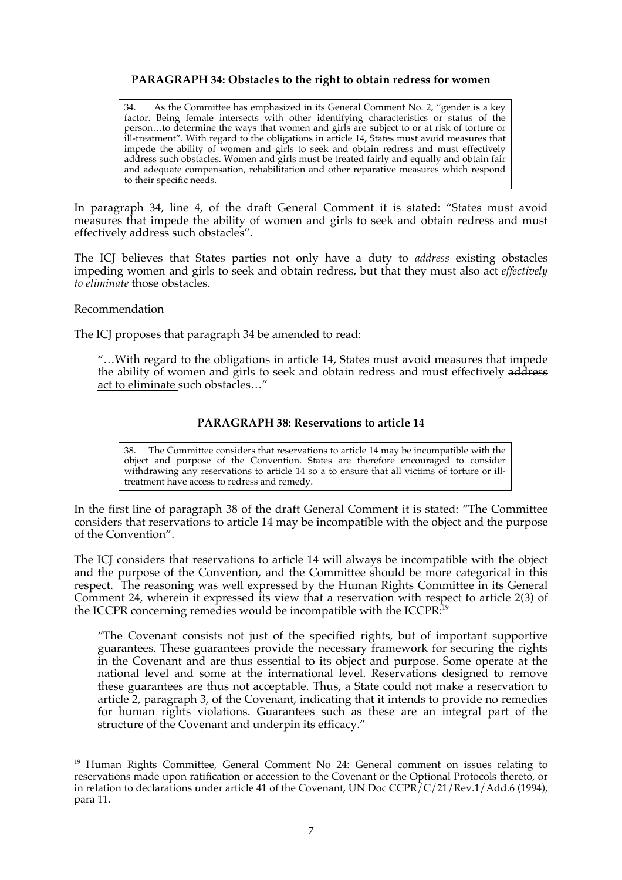### PARAGRAPH 34: Obstacles to the right to obtain redress for women

> 34. As the Committee has emphasized in its General Comment No. 2, "gender is a key factor. Being female intersects with other identifying characteristics or status of the person…to determine the ways that women and girls are subject to or at risk of torture or ill-treatment". With regard to the obligations in article 14, States must avoid measures that impede the ability of women and girls to seek and obtain redress and must effectively address such obstacles. Women and girls must be treated fairly and equally and obtain fair and adequate compensation, rehabilitation and other reparative measures which respond to their specific needs.

In paragraph 34, line 4, of the draft General Comment it is stated: "States must avoid measures that impede the ability of women and girls to seek and obtain redress and must effectively address such obstacles".

The ICJ believes that States parties not only have a duty to *address* existing obstacles impeding women and girls to seek and obtain redress, but that they must also act *effectively to eliminate* those obstacles.

<u>Recommendation</u>

The ICJ proposes that paragraph 34 be amended to read:

> "…With regard to the obligations in article 14, States must avoid measures that impede the ability of women and girls to seek and obtain redress and must effectively ~~address~~ <u>act to eliminate</u> such obstacles…"

### PARAGRAPH 38: Reservations to article 14

> 38. The Committee considers that reservations to article 14 may be incompatible with the object and purpose of the Convention. States are therefore encouraged to consider withdrawing any reservations to article 14 so a to ensure that all victims of torture or ill-treatment have access to redress and remedy.

In the first line of paragraph 38 of the draft General Comment it is stated: "The Committee considers that reservations to article 14 may be incompatible with the object and the purpose of the Convention".

The ICJ considers that reservations to article 14 will always be incompatible with the object and the purpose of the Convention, and the Committee should be more categorical in this respect. The reasoning was well expressed by the Human Rights Committee in its General Comment 24, wherein it expressed its view that a reservation with respect to article 2(3) of the ICCPR concerning remedies would be incompatible with the ICCPR:[19]

> "The Covenant consists not just of the specified rights, but of important supportive guarantees. These guarantees provide the necessary framework for securing the rights in the Covenant and are thus essential to its object and purpose. Some operate at the national level and some at the international level. Reservations designed to remove these guarantees are thus not acceptable. Thus, a State could not make a reservation to article 2, paragraph 3, of the Covenant, indicating that it intends to provide no remedies for human rights violations. Guarantees such as these are an integral part of the structure of the Covenant and underpin its efficacy."

---

[19] Human Rights Committee, General Comment No 24: General comment on issues relating to reservations made upon ratification or accession to the Covenant or the Optional Protocols thereto, or in relation to declarations under article 41 of the Covenant, UN Doc CCPR/C/21/Rev.1/Add.6 (1994), para 11.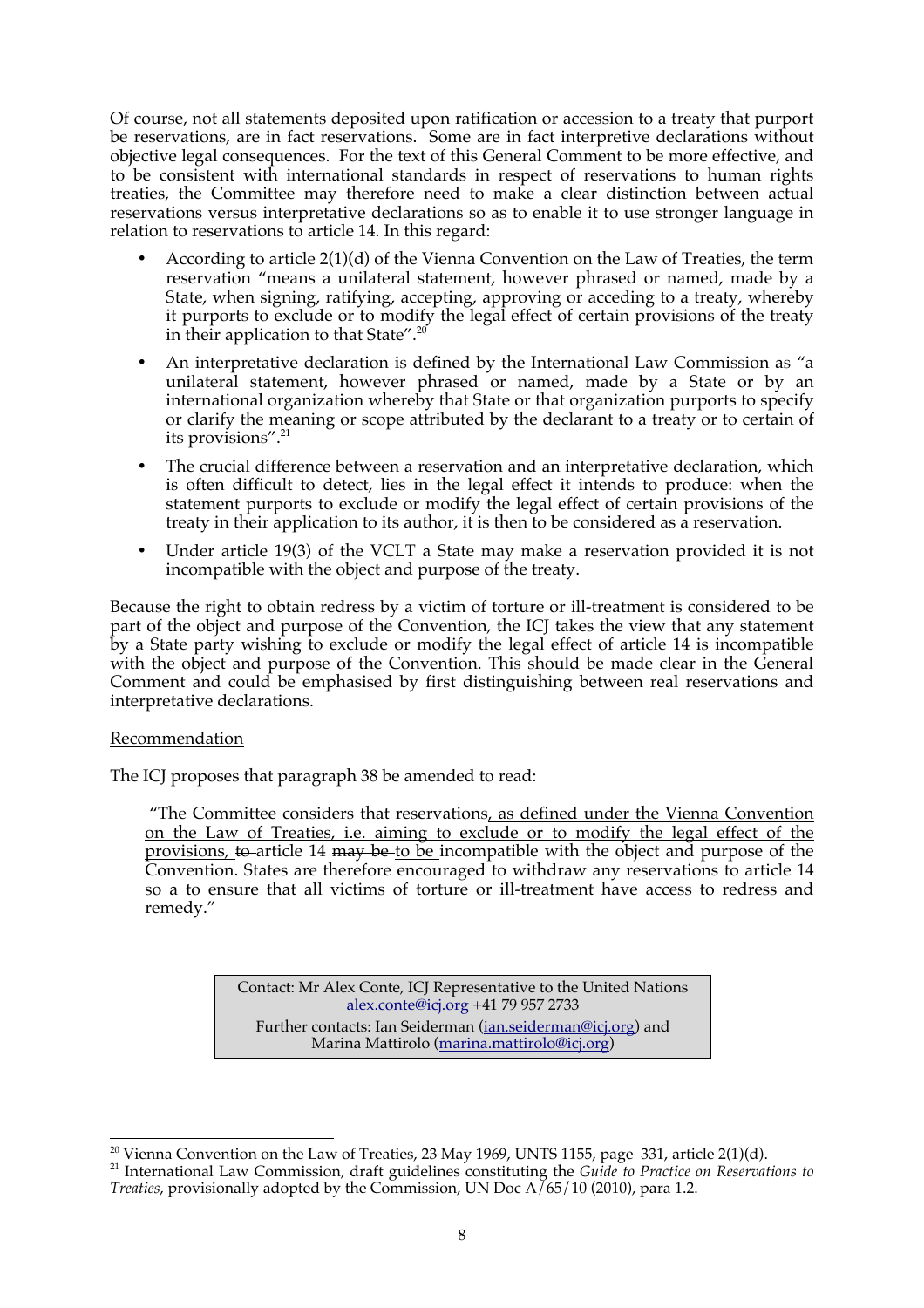Of course, not all statements deposited upon ratification or accession to a treaty that purport be reservations, are in fact reservations. Some are in fact interpretive declarations without objective legal consequences. For the text of this General Comment to be more effective, and to be consistent with international standards in respect of reservations to human rights treaties, the Committee may therefore need to make a clear distinction between actual reservations versus interpretative declarations so as to enable it to use stronger language in relation to reservations to article 14. In this regard:

- According to article 2(1)(d) of the Vienna Convention on the Law of Treaties, the term reservation "means a unilateral statement, however phrased or named, made by a State, when signing, ratifying, accepting, approving or acceding to a treaty, whereby it purports to exclude or to modify the legal effect of certain provisions of the treaty in their application to that State".[20]
- An interpretative declaration is defined by the International Law Commission as "a unilateral statement, however phrased or named, made by a State or by an international organization whereby that State or that organization purports to specify or clarify the meaning or scope attributed by the declarant to a treaty or to certain of its provisions".[21]
- The crucial difference between a reservation and an interpretative declaration, which is often difficult to detect, lies in the legal effect it intends to produce: when the statement purports to exclude or modify the legal effect of certain provisions of the treaty in their application to its author, it is then to be considered as a reservation.
- Under article 19(3) of the VCLT a State may make a reservation provided it is not incompatible with the object and purpose of the treaty.

Because the right to obtain redress by a victim of torture or ill-treatment is considered to be part of the object and purpose of the Convention, the ICJ takes the view that any statement by a State party wishing to exclude or modify the legal effect of article 14 is incompatible with the object and purpose of the Convention. This should be made clear in the General Comment and could be emphasised by first distinguishing between real reservations and interpretative declarations.

Recommendation

The ICJ proposes that paragraph 38 be amended to read:

> "The Committee considers that reservations<u>, as defined under the Vienna Convention on the Law of Treaties, i.e. aiming to exclude or to modify the legal effect of the provisions,</u> ~~to~~ article 14 ~~may be~~ <u>to be</u> incompatible with the object and purpose of the Convention. States are therefore encouraged to withdraw any reservations to article 14 so a to ensure that all victims of torture or ill-treatment have access to redress and remedy."

Contact: Mr Alex Conte, ICJ Representative to the United Nations
alex.conte@icj.org +41 79 957 2733
Further contacts: Ian Seiderman (ian.seiderman@icj.org) and Marina Mattirolo (marina.mattirolo@icj.org)

---

[20] Vienna Convention on the Law of Treaties, 23 May 1969, UNTS 1155, page 331, article 2(1)(d).

[21] International Law Commission, draft guidelines constituting the *Guide to Practice on Reservations to Treaties*, provisionally adopted by the Commission, UN Doc A/65/10 (2010), para 1.2.